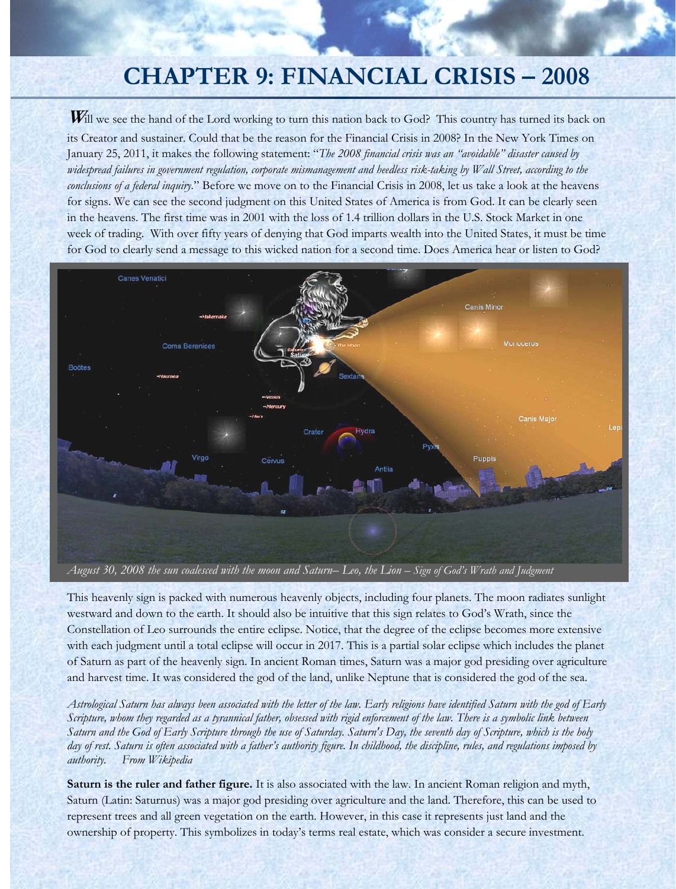# CHAPTER 9: FINANCIAL CRISIS – 2008

**W**ill we see the hand of the Lord working to turn this nation back to God? This country has turned its back on its Creator and sustainer. Could that be the reason for the Financial Crisis in 2008? In the New York Times on January 25, 2011, it makes the following statement: "*The 2008 financial crisis was an "avoidable" disaster caused by widespread failures in government regulation, corporate mismanagement and heedless risk-taking by Wall Street, according to the conclusions of a federal inquiry.*" Before we move on to the Financial Crisis in 2008, let us take a look at the heavens for signs. We can see the second judgment on this United States of America is from God. It can be clearly seen in the heavens. The first time was in 2001 with the loss of 1.4 trillion dollars in the U.S. Stock Market in one week of trading. With over fifty years of denying that God imparts wealth into the United States, it must be time for God to clearly send a message to this wicked nation for a second time. Does America hear or listen to God?

*August 30, 2008 the sun coalesced with the moon and Saturn– Leo, the Lion – Sign of God's Wrath and Judgment*

This heavenly sign is packed with numerous heavenly objects, including four planets. The moon radiates sunlight westward and down to the earth. It should also be intuitive that this sign relates to God's Wrath, since the Constellation of Leo surrounds the entire eclipse. Notice, that the degree of the eclipse becomes more extensive with each judgment until a total eclipse will occur in 2017. This is a partial solar eclipse which includes the planet of Saturn as part of the heavenly sign. In ancient Roman times, Saturn was a major god presiding over agriculture and harvest time. It was considered the god of the land, unlike Neptune that is considered the god of the sea.

*Astrological Saturn has always been associated with the letter of the law. Early religions have identified Saturn with the god of Early Scripture, whom they regarded as a tyrannical father, obsessed with rigid enforcement of the law. There is a symbolic link between Saturn and the God of Early Scripture through the use of Saturday. Saturn's Day, the seventh day of Scripture, which is the holy day of rest. Saturn is often associated with a father's authority figure. In childhood, the discipline, rules, and regulations imposed by authority. From Wikipedia*

**Saturn is the ruler and father figure.** It is also associated with the law. In ancient Roman religion and myth, Saturn (Latin: Saturnus) was a major god presiding over agriculture and the land. Therefore, this can be used to represent trees and all green vegetation on the earth. However, in this case it represents just land and the ownership of property. This symbolizes in today's terms real estate, which was consider a secure investment.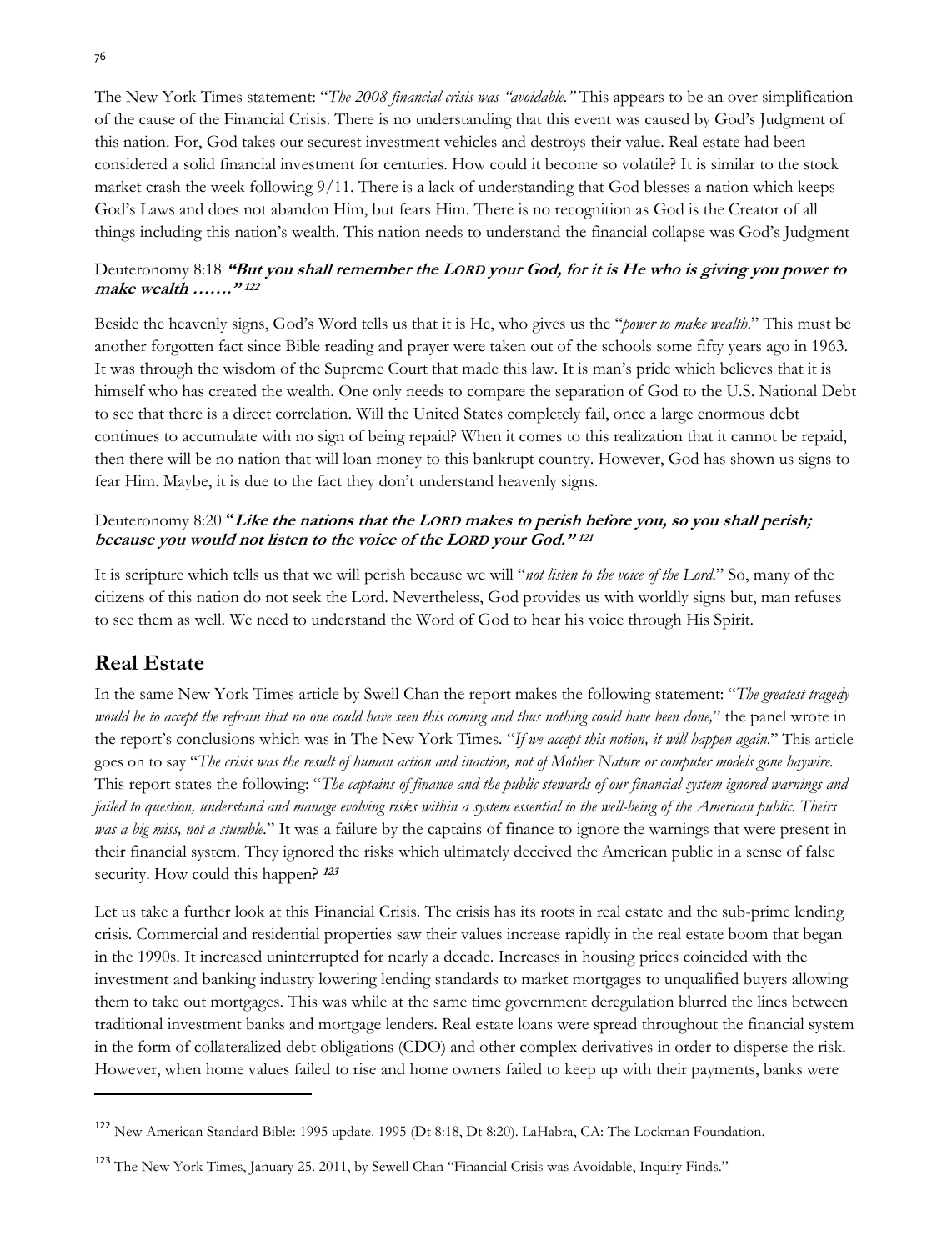The New York Times statement: "*The 2008 financial crisis was "avoidable."* This appears to be an over simplification of the cause of the Financial Crisis. There is no understanding that this event was caused by God's Judgment of this nation. For, God takes our securest investment vehicles and destroys their value. Real estate had been considered a solid financial investment for centuries. How could it become so volatile? It is similar to the stock market crash the week following 9/11. There is a lack of understanding that God blesses a nation which keeps God's Laws and does not abandon Him, but fears Him. There is no recognition as God is the Creator of all things including this nation's wealth. This nation needs to understand the financial collapse was God's Judgment

Deuteronomy 8:18 ***"But you shall remember the LORD your God, for it is He who is giving you power to make wealth ……."*** [122]

Beside the heavenly signs, God's Word tells us that it is He, who gives us the "*power to make wealth*." This must be another forgotten fact since Bible reading and prayer were taken out of the schools some fifty years ago in 1963. It was through the wisdom of the Supreme Court that made this law. It is man's pride which believes that it is himself who has created the wealth. One only needs to compare the separation of God to the U.S. National Debt to see that there is a direct correlation. Will the United States completely fail, once a large enormous debt continues to accumulate with no sign of being repaid? When it comes to this realization that it cannot be repaid, then there will be no nation that will loan money to this bankrupt country. However, God has shown us signs to fear Him. Maybe, it is due to the fact they don't understand heavenly signs.

Deuteronomy 8:20 "***Like the nations that the LORD makes to perish before you, so you shall perish; because you would not listen to the voice of the LORD your God."*** [121]

It is scripture which tells us that we will perish because we will "*not listen to the voice of the Lord*." So, many of the citizens of this nation do not seek the Lord. Nevertheless, God provides us with worldly signs but, man refuses to see them as well. We need to understand the Word of God to hear his voice through His Spirit.

## Real Estate

In the same New York Times article by Swell Chan the report makes the following statement: "*The greatest tragedy would be to accept the refrain that no one could have seen this coming and thus nothing could have been done,*" the panel wrote in the report's conclusions which was in The New York Times. "*If we accept this notion, it will happen again*." This article goes on to say "*The crisis was the result of human action and inaction, not of Mother Nature or computer models gone haywire.* This report states the following: "*The captains of finance and the public stewards of our financial system ignored warnings and failed to question, understand and manage evolving risks within a system essential to the well-being of the American public. Theirs was a big miss, not a stumble*." It was a failure by the captains of finance to ignore the warnings that were present in their financial system. They ignored the risks which ultimately deceived the American public in a sense of false security. How could this happen? [123]

Let us take a further look at this Financial Crisis. The crisis has its roots in real estate and the sub-prime lending crisis. Commercial and residential properties saw their values increase rapidly in the real estate boom that began in the 1990s. It increased uninterrupted for nearly a decade. Increases in housing prices coincided with the investment and banking industry lowering lending standards to market mortgages to unqualified buyers allowing them to take out mortgages. This was while at the same time government deregulation blurred the lines between traditional investment banks and mortgage lenders. Real estate loans were spread throughout the financial system in the form of collateralized debt obligations (CDO) and other complex derivatives in order to disperse the risk. However, when home values failed to rise and home owners failed to keep up with their payments, banks were

[122] New American Standard Bible: 1995 update. 1995 (Dt 8:18, Dt 8:20). LaHabra, CA: The Lockman Foundation.

[123] The New York Times, January 25. 2011, by Sewell Chan "Financial Crisis was Avoidable, Inquiry Finds."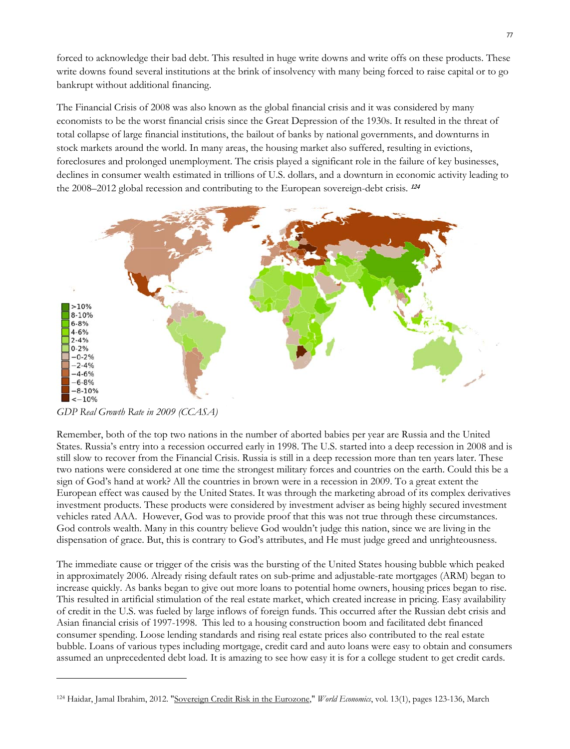forced to acknowledge their bad debt. This resulted in huge write downs and write offs on these products. These write downs found several institutions at the brink of insolvency with many being forced to raise capital or to go bankrupt without additional financing.

The Financial Crisis of 2008 was also known as the global financial crisis and it was considered by many economists to be the worst financial crisis since the Great Depression of the 1930s. It resulted in the threat of total collapse of large financial institutions, the bailout of banks by national governments, and downturns in stock markets around the world. In many areas, the housing market also suffered, resulting in evictions, foreclosures and prolonged unemployment. The crisis played a significant role in the failure of key businesses, declines in consumer wealth estimated in trillions of U.S. dollars, and a downturn in economic activity leading to the 2008–2012 global recession and contributing to the European sovereign-debt crisis. [124]

*GDP Real Growth Rate in 2009 (CCASA)*

Remember, both of the top two nations in the number of aborted babies per year are Russia and the United States. Russia's entry into a recession occurred early in 1998. The U.S. started into a deep recession in 2008 and is still slow to recover from the Financial Crisis. Russia is still in a deep recession more than ten years later. These two nations were considered at one time the strongest military forces and countries on the earth. Could this be a sign of God's hand at work? All the countries in brown were in a recession in 2009. To a great extent the European effect was caused by the United States. It was through the marketing abroad of its complex derivatives investment products. These products were considered by investment adviser as being highly secured investment vehicles rated AAA. However, God was to provide proof that this was not true through these circumstances. God controls wealth. Many in this country believe God wouldn't judge this nation, since we are living in the dispensation of grace. But, this is contrary to God's attributes, and He must judge greed and unrighteousness.

The immediate cause or trigger of the crisis was the bursting of the United States housing bubble which peaked in approximately 2006. Already rising default rates on sub-prime and adjustable-rate mortgages (ARM) began to increase quickly. As banks began to give out more loans to potential home owners, housing prices began to rise. This resulted in artificial stimulation of the real estate market, which created increase in pricing. Easy availability of credit in the U.S. was fueled by large inflows of foreign funds. This occurred after the Russian debt crisis and Asian financial crisis of 1997-1998. This led to a housing construction boom and facilitated debt financed consumer spending. Loose lending standards and rising real estate prices also contributed to the real estate bubble. Loans of various types including mortgage, credit card and auto loans were easy to obtain and consumers assumed an unprecedented debt load. It is amazing to see how easy it is for a college student to get credit cards.

[124] Haidar, Jamal Ibrahim, 2012. "Sovereign Credit Risk in the Eurozone," *World Economics*, vol. 13(1), pages 123-136, March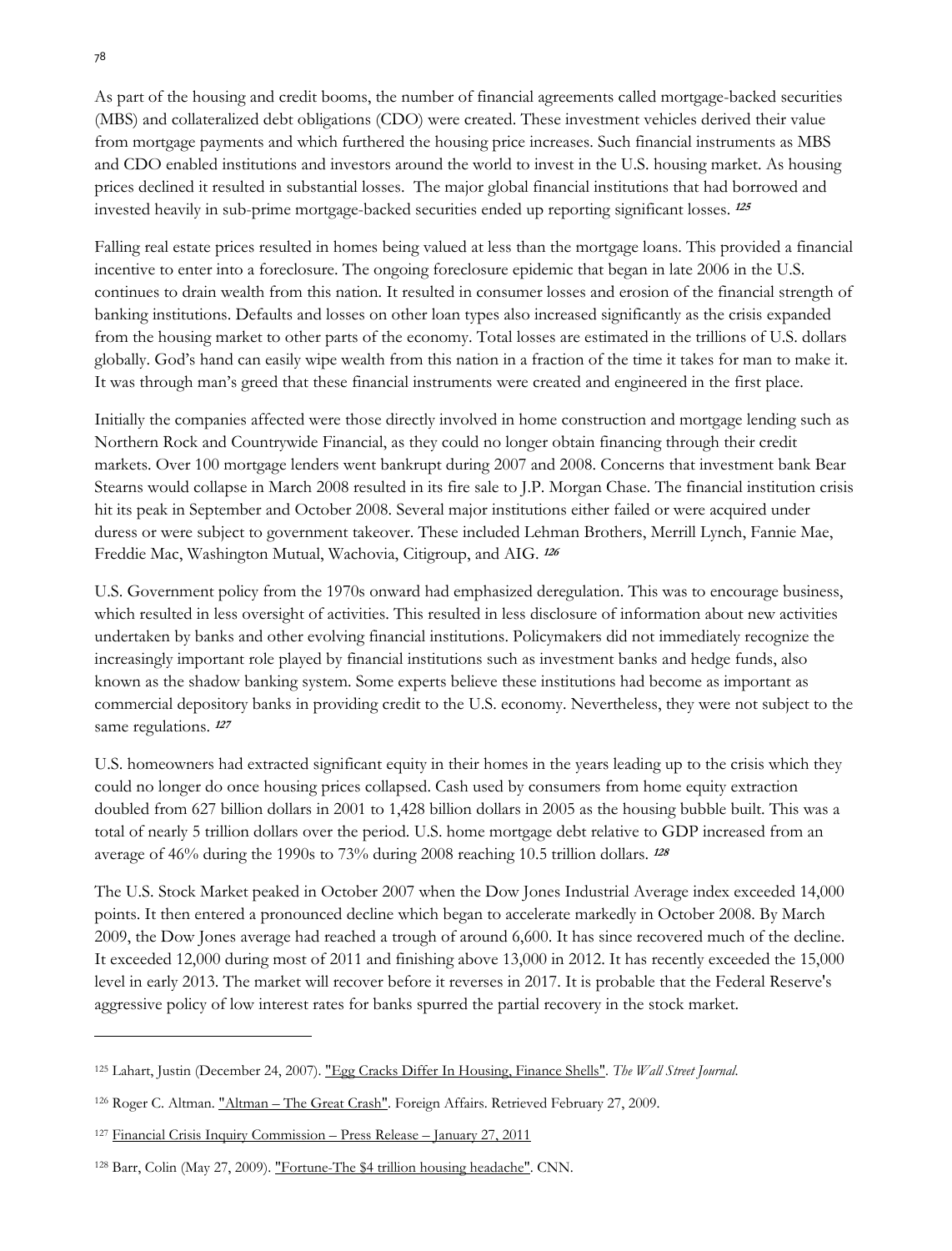As part of the housing and credit booms, the number of financial agreements called mortgage-backed securities (MBS) and collateralized debt obligations (CDO) were created. These investment vehicles derived their value from mortgage payments and which furthered the housing price increases. Such financial instruments as MBS and CDO enabled institutions and investors around the world to invest in the U.S. housing market. As housing prices declined it resulted in substantial losses. The major global financial institutions that had borrowed and invested heavily in sub-prime mortgage-backed securities ended up reporting significant losses. [125]

Falling real estate prices resulted in homes being valued at less than the mortgage loans. This provided a financial incentive to enter into a foreclosure. The ongoing foreclosure epidemic that began in late 2006 in the U.S. continues to drain wealth from this nation. It resulted in consumer losses and erosion of the financial strength of banking institutions. Defaults and losses on other loan types also increased significantly as the crisis expanded from the housing market to other parts of the economy. Total losses are estimated in the trillions of U.S. dollars globally. God's hand can easily wipe wealth from this nation in a fraction of the time it takes for man to make it. It was through man's greed that these financial instruments were created and engineered in the first place.

Initially the companies affected were those directly involved in home construction and mortgage lending such as Northern Rock and Countrywide Financial, as they could no longer obtain financing through their credit markets. Over 100 mortgage lenders went bankrupt during 2007 and 2008. Concerns that investment bank Bear Stearns would collapse in March 2008 resulted in its fire sale to J.P. Morgan Chase. The financial institution crisis hit its peak in September and October 2008. Several major institutions either failed or were acquired under duress or were subject to government takeover. These included Lehman Brothers, Merrill Lynch, Fannie Mae, Freddie Mac, Washington Mutual, Wachovia, Citigroup, and AIG. [126]

U.S. Government policy from the 1970s onward had emphasized deregulation. This was to encourage business, which resulted in less oversight of activities. This resulted in less disclosure of information about new activities undertaken by banks and other evolving financial institutions. Policymakers did not immediately recognize the increasingly important role played by financial institutions such as investment banks and hedge funds, also known as the shadow banking system. Some experts believe these institutions had become as important as commercial depository banks in providing credit to the U.S. economy. Nevertheless, they were not subject to the same regulations. [127]

U.S. homeowners had extracted significant equity in their homes in the years leading up to the crisis which they could no longer do once housing prices collapsed. Cash used by consumers from home equity extraction doubled from 627 billion dollars in 2001 to 1,428 billion dollars in 2005 as the housing bubble built. This was a total of nearly 5 trillion dollars over the period. U.S. home mortgage debt relative to GDP increased from an average of 46% during the 1990s to 73% during 2008 reaching 10.5 trillion dollars. [128]

The U.S. Stock Market peaked in October 2007 when the Dow Jones Industrial Average index exceeded 14,000 points. It then entered a pronounced decline which began to accelerate markedly in October 2008. By March 2009, the Dow Jones average had reached a trough of around 6,600. It has since recovered much of the decline. It exceeded 12,000 during most of 2011 and finishing above 13,000 in 2012. It has recently exceeded the 15,000 level in early 2013. The market will recover before it reverses in 2017. It is probable that the Federal Reserve's aggressive policy of low interest rates for banks spurred the partial recovery in the stock market.

---

[125] Lahart, Justin (December 24, 2007). "Egg Cracks Differ In Housing, Finance Shells". *The Wall Street Journal*.

[126] Roger C. Altman. "Altman – The Great Crash". Foreign Affairs. Retrieved February 27, 2009.

[127] Financial Crisis Inquiry Commission – Press Release – January 27, 2011

[128] Barr, Colin (May 27, 2009). "Fortune-The $4 trillion housing headache". CNN.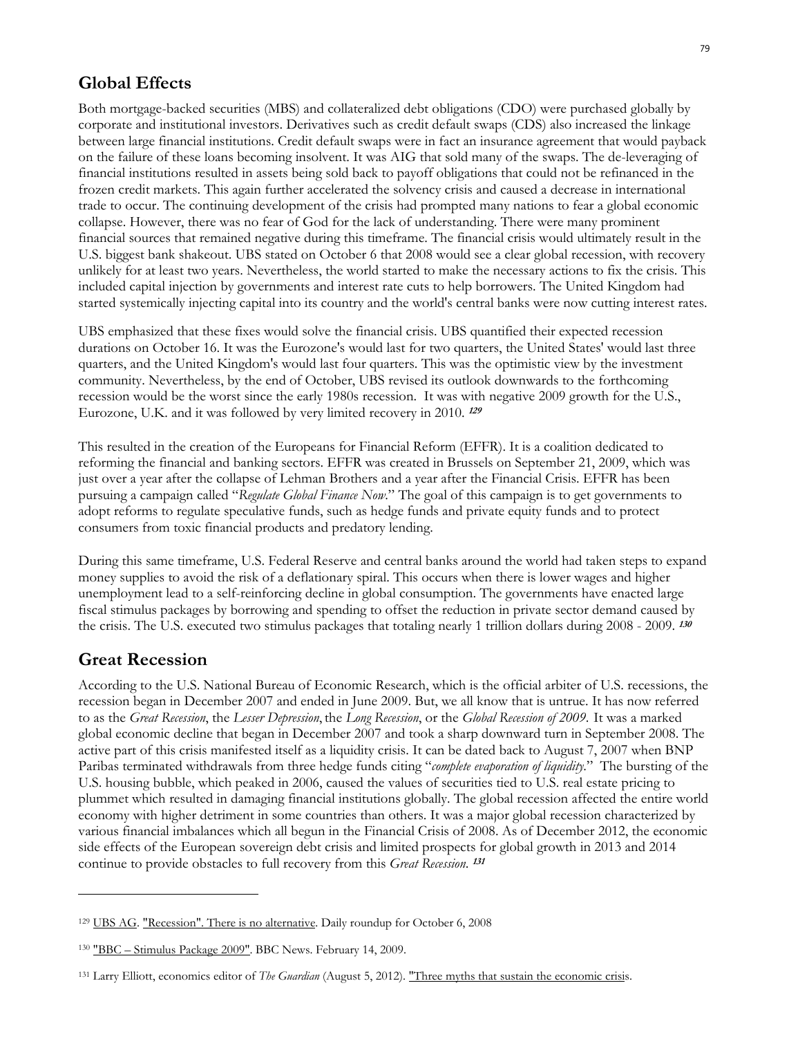## Global Effects

Both mortgage-backed securities (MBS) and collateralized debt obligations (CDO) were purchased globally by corporate and institutional investors. Derivatives such as credit default swaps (CDS) also increased the linkage between large financial institutions. Credit default swaps were in fact an insurance agreement that would payback on the failure of these loans becoming insolvent. It was AIG that sold many of the swaps. The de-leveraging of financial institutions resulted in assets being sold back to payoff obligations that could not be refinanced in the frozen credit markets. This again further accelerated the solvency crisis and caused a decrease in international trade to occur. The continuing development of the crisis had prompted many nations to fear a global economic collapse. However, there was no fear of God for the lack of understanding. There were many prominent financial sources that remained negative during this timeframe. The financial crisis would ultimately result in the U.S. biggest bank shakeout. UBS stated on October 6 that 2008 would see a clear global recession, with recovery unlikely for at least two years. Nevertheless, the world started to make the necessary actions to fix the crisis. This included capital injection by governments and interest rate cuts to help borrowers. The United Kingdom had started systemically injecting capital into its country and the world's central banks were now cutting interest rates.

UBS emphasized that these fixes would solve the financial crisis. UBS quantified their expected recession durations on October 16. It was the Eurozone's would last for two quarters, the United States' would last three quarters, and the United Kingdom's would last four quarters. This was the optimistic view by the investment community. Nevertheless, by the end of October, UBS revised its outlook downwards to the forthcoming recession would be the worst since the early 1980s recession. It was with negative 2009 growth for the U.S., Eurozone, U.K. and it was followed by very limited recovery in 2010. [129]

This resulted in the creation of the Europeans for Financial Reform (EFFR). It is a coalition dedicated to reforming the financial and banking sectors. EFFR was created in Brussels on September 21, 2009, which was just over a year after the collapse of Lehman Brothers and a year after the Financial Crisis. EFFR has been pursuing a campaign called "*Regulate Global Finance Now*." The goal of this campaign is to get governments to adopt reforms to regulate speculative funds, such as hedge funds and private equity funds and to protect consumers from toxic financial products and predatory lending.

During this same timeframe, U.S. Federal Reserve and central banks around the world had taken steps to expand money supplies to avoid the risk of a deflationary spiral. This occurs when there is lower wages and higher unemployment lead to a self-reinforcing decline in global consumption. The governments have enacted large fiscal stimulus packages by borrowing and spending to offset the reduction in private sector demand caused by the crisis. The U.S. executed two stimulus packages that totaling nearly 1 trillion dollars during 2008 - 2009. [130]

## Great Recession

According to the U.S. National Bureau of Economic Research, which is the official arbiter of U.S. recessions, the recession began in December 2007 and ended in June 2009. But, we all know that is untrue. It has now referred to as the *Great Recession*, the *Lesser Depression*, the *Long Recession*, or the *Global Recession of 2009*. It was a marked global economic decline that began in December 2007 and took a sharp downward turn in September 2008. The active part of this crisis manifested itself as a liquidity crisis. It can be dated back to August 7, 2007 when BNP Paribas terminated withdrawals from three hedge funds citing "*complete evaporation of liquidity*." The bursting of the U.S. housing bubble, which peaked in 2006, caused the values of securities tied to U.S. real estate pricing to plummet which resulted in damaging financial institutions globally. The global recession affected the entire world economy with higher detriment in some countries than others. It was a major global recession characterized by various financial imbalances which all begun in the Financial Crisis of 2008. As of December 2012, the economic side effects of the European sovereign debt crisis and limited prospects for global growth in 2013 and 2014 continue to provide obstacles to full recovery from this *Great Recession*. [131]

---

[129] UBS AG. "Recession". There is no alternative. Daily roundup for October 6, 2008

[130] "BBC – Stimulus Package 2009". BBC News. February 14, 2009.

[131] Larry Elliott, economics editor of *The Guardian* (August 5, 2012). "Three myths that sustain the economic crisis.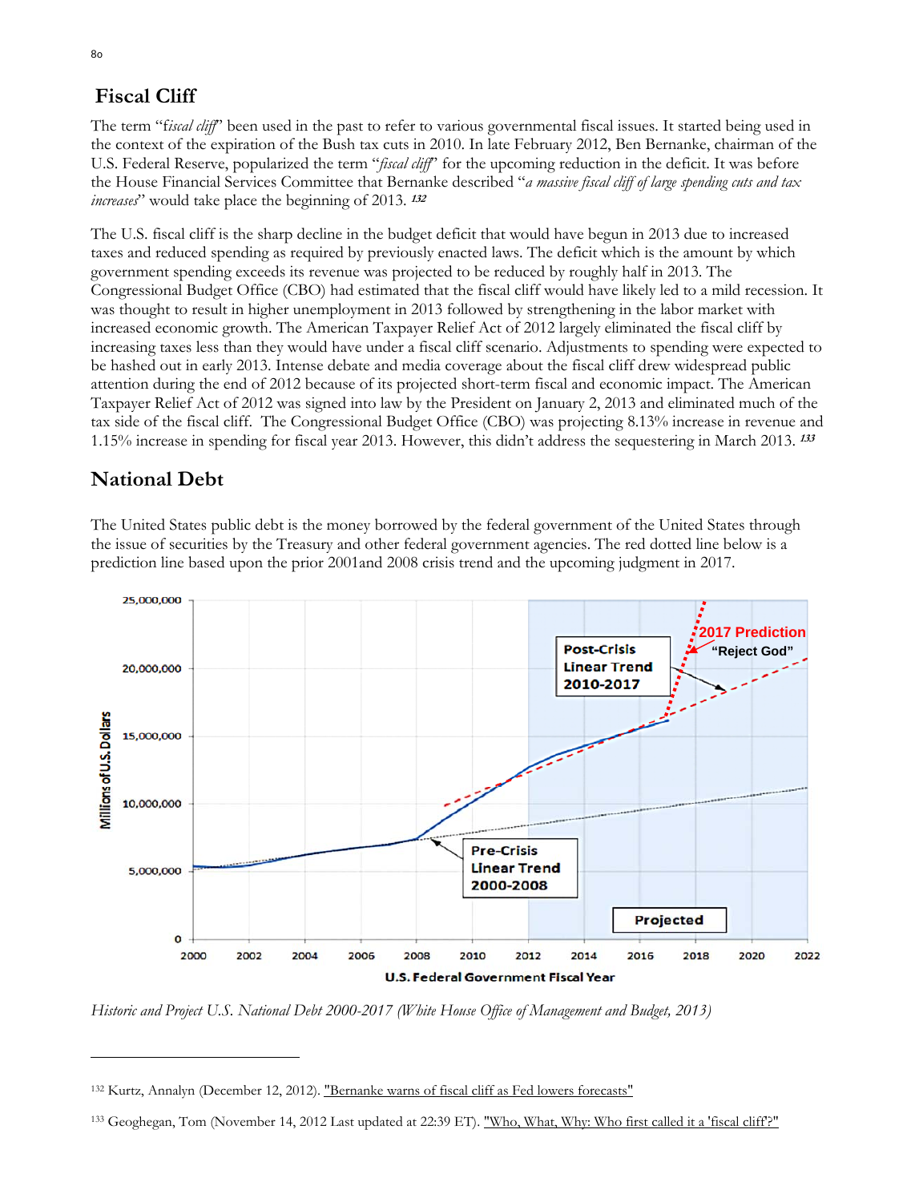## Fiscal Cliff

The term "*fiscal cliff*" been used in the past to refer to various governmental fiscal issues. It started being used in the context of the expiration of the Bush tax cuts in 2010. In late February 2012, Ben Bernanke, chairman of the U.S. Federal Reserve, popularized the term "*fiscal cliff*" for the upcoming reduction in the deficit. It was before the House Financial Services Committee that Bernanke described "*a massive fiscal cliff of large spending cuts and tax increases*" would take place the beginning of 2013. [132]

The U.S. fiscal cliff is the sharp decline in the budget deficit that would have begun in 2013 due to increased taxes and reduced spending as required by previously enacted laws. The deficit which is the amount by which government spending exceeds its revenue was projected to be reduced by roughly half in 2013. The Congressional Budget Office (CBO) had estimated that the fiscal cliff would have likely led to a mild recession. It was thought to result in higher unemployment in 2013 followed by strengthening in the labor market with increased economic growth. The American Taxpayer Relief Act of 2012 largely eliminated the fiscal cliff by increasing taxes less than they would have under a fiscal cliff scenario. Adjustments to spending were expected to be hashed out in early 2013. Intense debate and media coverage about the fiscal cliff drew widespread public attention during the end of 2012 because of its projected short-term fiscal and economic impact. The American Taxpayer Relief Act of 2012 was signed into law by the President on January 2, 2013 and eliminated much of the tax side of the fiscal cliff. The Congressional Budget Office (CBO) was projecting 8.13% increase in revenue and 1.15% increase in spending for fiscal year 2013. However, this didn't address the sequestering in March 2013. [133]

## National Debt

The United States public debt is the money borrowed by the federal government of the United States through the issue of securities by the Treasury and other federal government agencies. The red dotted line below is a prediction line based upon the prior 2001and 2008 crisis trend and the upcoming judgment in 2017.

*Historic and Project U.S. National Debt 2000-2017 (White House Office of Management and Budget, 2013)*

---

[132] Kurtz, Annalyn (December 12, 2012). "Bernanke warns of fiscal cliff as Fed lowers forecasts"

[133] Geoghegan, Tom (November 14, 2012 Last updated at 22:39 ET). "Who, What, Why: Who first called it a 'fiscal cliff'?"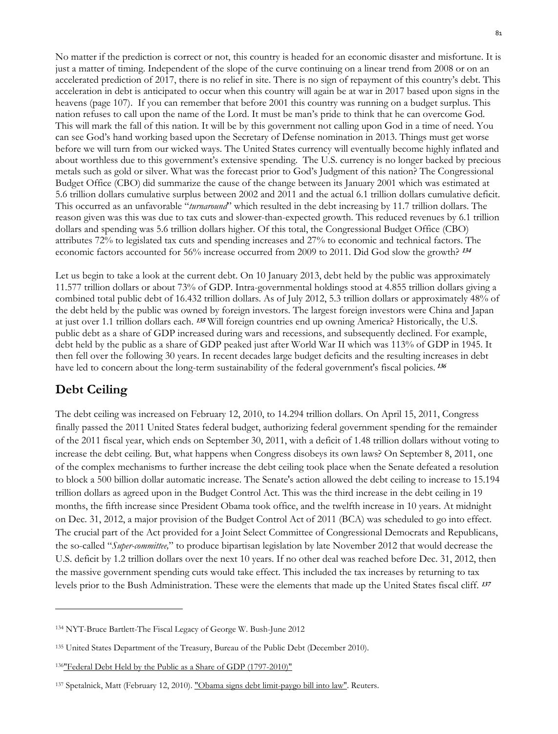No matter if the prediction is correct or not, this country is headed for an economic disaster and misfortune. It is just a matter of timing. Independent of the slope of the curve continuing on a linear trend from 2008 or on an accelerated prediction of 2017, there is no relief in site. There is no sign of repayment of this country's debt. This acceleration in debt is anticipated to occur when this country will again be at war in 2017 based upon signs in the heavens (page 107). If you can remember that before 2001 this country was running on a budget surplus. This nation refuses to call upon the name of the Lord. It must be man's pride to think that he can overcome God. This will mark the fall of this nation. It will be by this government not calling upon God in a time of need. You can see God's hand working based upon the Secretary of Defense nomination in 2013. Things must get worse before we will turn from our wicked ways. The United States currency will eventually become highly inflated and about worthless due to this government's extensive spending. The U.S. currency is no longer backed by precious metals such as gold or silver. What was the forecast prior to God's Judgment of this nation? The Congressional Budget Office (CBO) did summarize the cause of the change between its January 2001 which was estimated at 5.6 trillion dollars cumulative surplus between 2002 and 2011 and the actual 6.1 trillion dollars cumulative deficit. This occurred as an unfavorable "*turnaround*" which resulted in the debt increasing by 11.7 trillion dollars. The reason given was this was due to tax cuts and slower-than-expected growth. This reduced revenues by 6.1 trillion dollars and spending was 5.6 trillion dollars higher. Of this total, the Congressional Budget Office (CBO) attributes 72% to legislated tax cuts and spending increases and 27% to economic and technical factors. The economic factors accounted for 56% increase occurred from 2009 to 2011. Did God slow the growth? [134]

Let us begin to take a look at the current debt. On 10 January 2013, debt held by the public was approximately 11.577 trillion dollars or about 73% of GDP. Intra-governmental holdings stood at 4.855 trillion dollars giving a combined total public debt of 16.432 trillion dollars. As of July 2012, 5.3 trillion dollars or approximately 48% of the debt held by the public was owned by foreign investors. The largest foreign investors were China and Japan at just over 1.1 trillion dollars each. [135] Will foreign countries end up owning America? Historically, the U.S. public debt as a share of GDP increased during wars and recessions, and subsequently declined. For example, debt held by the public as a share of GDP peaked just after World War II which was 113% of GDP in 1945. It then fell over the following 30 years. In recent decades large budget deficits and the resulting increases in debt have led to concern about the long-term sustainability of the federal government's fiscal policies. [136]

## Debt Ceiling

The debt ceiling was increased on February 12, 2010, to 14.294 trillion dollars. On April 15, 2011, Congress finally passed the 2011 United States federal budget, authorizing federal government spending for the remainder of the 2011 fiscal year, which ends on September 30, 2011, with a deficit of 1.48 trillion dollars without voting to increase the debt ceiling. But, what happens when Congress disobeys its own laws? On September 8, 2011, one of the complex mechanisms to further increase the debt ceiling took place when the Senate defeated a resolution to block a 500 billion dollar automatic increase. The Senate's action allowed the debt ceiling to increase to 15.194 trillion dollars as agreed upon in the Budget Control Act. This was the third increase in the debt ceiling in 19 months, the fifth increase since President Obama took office, and the twelfth increase in 10 years. At midnight on Dec. 31, 2012, a major provision of the Budget Control Act of 2011 (BCA) was scheduled to go into effect. The crucial part of the Act provided for a Joint Select Committee of Congressional Democrats and Republicans, the so-called "*Super-committee,*" to produce bipartisan legislation by late November 2012 that would decrease the U.S. deficit by 1.2 trillion dollars over the next 10 years. If no other deal was reached before Dec. 31, 2012, then the massive government spending cuts would take effect. This included the tax increases by returning to tax levels prior to the Bush Administration. These were the elements that made up the United States fiscal cliff. [137]

---

[134] NYT-Bruce Bartlett-The Fiscal Legacy of George W. Bush-June 2012

[135] United States Department of the Treasury, Bureau of the Public Debt (December 2010).

[136] "Federal Debt Held by the Public as a Share of GDP (1797-2010)"

[137] Spetalnick, Matt (February 12, 2010). "Obama signs debt limit-paygo bill into law". Reuters.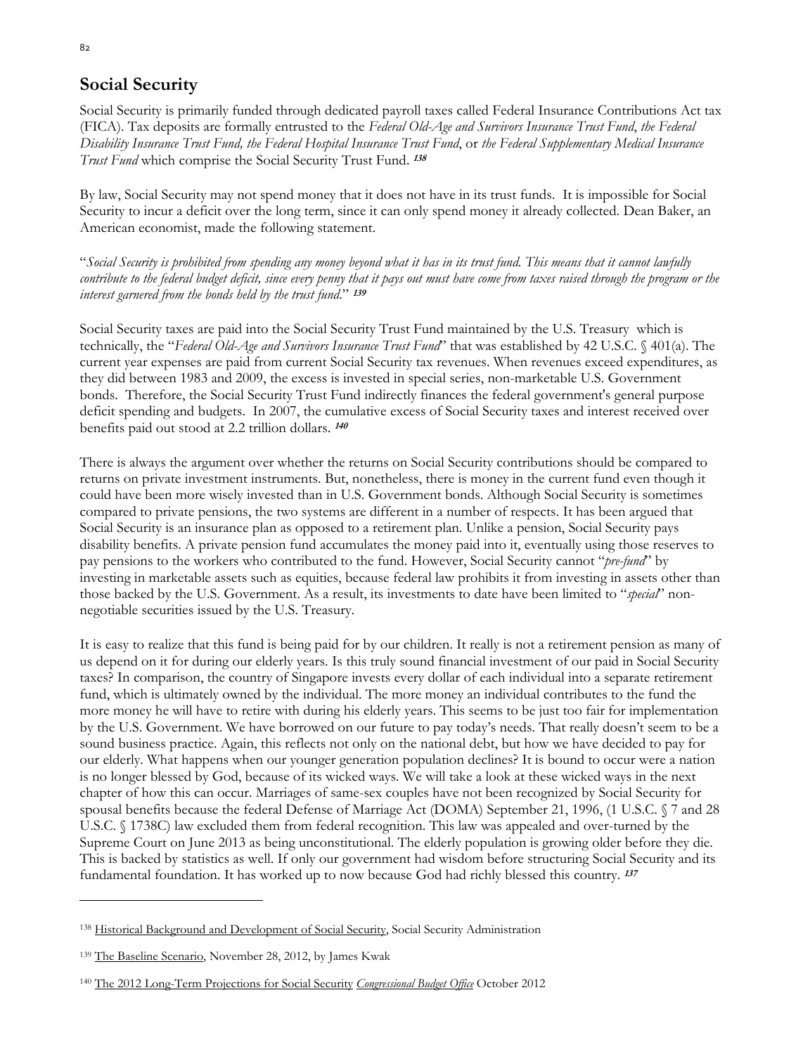## Social Security

Social Security is primarily funded through dedicated payroll taxes called Federal Insurance Contributions Act tax (FICA). Tax deposits are formally entrusted to the *Federal Old-Age and Survivors Insurance Trust Fund*, *the Federal Disability Insurance Trust Fund, the Federal Hospital Insurance Trust Fund*, or *the Federal Supplementary Medical Insurance Trust Fund* which comprise the Social Security Trust Fund. [138]

By law, Social Security may not spend money that it does not have in its trust funds. It is impossible for Social Security to incur a deficit over the long term, since it can only spend money it already collected. Dean Baker, an American economist, made the following statement.

"*Social Security is prohibited from spending any money beyond what it has in its trust fund. This means that it cannot lawfully contribute to the federal budget deficit, since every penny that it pays out must have come from taxes raised through the program or the interest garnered from the bonds held by the trust fund*." [139]

Social Security taxes are paid into the Social Security Trust Fund maintained by the U.S. Treasury which is technically, the "*Federal Old-Age and Survivors Insurance Trust Fund*" that was established by 42 U.S.C. § 401(a). The current year expenses are paid from current Social Security tax revenues. When revenues exceed expenditures, as they did between 1983 and 2009, the excess is invested in special series, non-marketable U.S. Government bonds. Therefore, the Social Security Trust Fund indirectly finances the federal government's general purpose deficit spending and budgets. In 2007, the cumulative excess of Social Security taxes and interest received over benefits paid out stood at 2.2 trillion dollars. [140]

There is always the argument over whether the returns on Social Security contributions should be compared to returns on private investment instruments. But, nonetheless, there is money in the current fund even though it could have been more wisely invested than in U.S. Government bonds. Although Social Security is sometimes compared to private pensions, the two systems are different in a number of respects. It has been argued that Social Security is an insurance plan as opposed to a retirement plan. Unlike a pension, Social Security pays disability benefits. A private pension fund accumulates the money paid into it, eventually using those reserves to pay pensions to the workers who contributed to the fund. However, Social Security cannot "*pre-fund*" by investing in marketable assets such as equities, because federal law prohibits it from investing in assets other than those backed by the U.S. Government. As a result, its investments to date have been limited to "*special*" non-negotiable securities issued by the U.S. Treasury.

It is easy to realize that this fund is being paid for by our children. It really is not a retirement pension as many of us depend on it for during our elderly years. Is this truly sound financial investment of our paid in Social Security taxes? In comparison, the country of Singapore invests every dollar of each individual into a separate retirement fund, which is ultimately owned by the individual. The more money an individual contributes to the fund the more money he will have to retire with during his elderly years. This seems to be just too fair for implementation by the U.S. Government. We have borrowed on our future to pay today's needs. That really doesn't seem to be a sound business practice. Again, this reflects not only on the national debt, but how we have decided to pay for our elderly. What happens when our younger generation population declines? It is bound to occur were a nation is no longer blessed by God, because of its wicked ways. We will take a look at these wicked ways in the next chapter of how this can occur. Marriages of same-sex couples have not been recognized by Social Security for spousal benefits because the federal Defense of Marriage Act (DOMA) September 21, 1996, (1 U.S.C. § 7 and 28 U.S.C. § 1738C) law excluded them from federal recognition. This law was appealed and over-turned by the Supreme Court on June 2013 as being unconstitutional. The elderly population is growing older before they die. This is backed by statistics as well. If only our government had wisdom before structuring Social Security and its fundamental foundation. It has worked up to now because God had richly blessed this country. [137]

---

[138] Historical Background and Development of Social Security, Social Security Administration

[139] The Baseline Scenario, November 28, 2012, by James Kwak

[140] The 2012 Long-Term Projections for Social Security *Congressional Budget Office* October 2012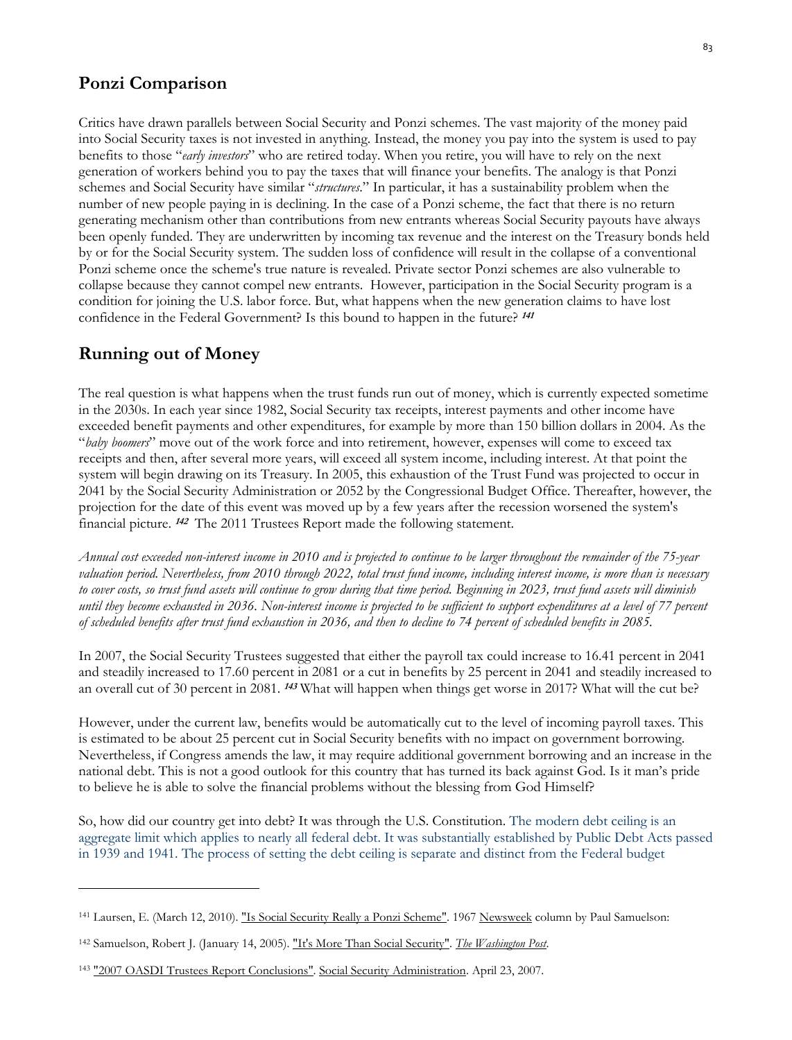## Ponzi Comparison

Critics have drawn parallels between Social Security and Ponzi schemes. The vast majority of the money paid into Social Security taxes is not invested in anything. Instead, the money you pay into the system is used to pay benefits to those "*early investors*" who are retired today. When you retire, you will have to rely on the next generation of workers behind you to pay the taxes that will finance your benefits. The analogy is that Ponzi schemes and Social Security have similar "*structures*." In particular, it has a sustainability problem when the number of new people paying in is declining. In the case of a Ponzi scheme, the fact that there is no return generating mechanism other than contributions from new entrants whereas Social Security payouts have always been openly funded. They are underwritten by incoming tax revenue and the interest on the Treasury bonds held by or for the Social Security system. The sudden loss of confidence will result in the collapse of a conventional Ponzi scheme once the scheme's true nature is revealed. Private sector Ponzi schemes are also vulnerable to collapse because they cannot compel new entrants. However, participation in the Social Security program is a condition for joining the U.S. labor force. But, what happens when the new generation claims to have lost confidence in the Federal Government? Is this bound to happen in the future? [141]

## Running out of Money

The real question is what happens when the trust funds run out of money, which is currently expected sometime in the 2030s. In each year since 1982, Social Security tax receipts, interest payments and other income have exceeded benefit payments and other expenditures, for example by more than 150 billion dollars in 2004. As the "*baby boomers*" move out of the work force and into retirement, however, expenses will come to exceed tax receipts and then, after several more years, will exceed all system income, including interest. At that point the system will begin drawing on its Treasury. In 2005, this exhaustion of the Trust Fund was projected to occur in 2041 by the Social Security Administration or 2052 by the Congressional Budget Office. Thereafter, however, the projection for the date of this event was moved up by a few years after the recession worsened the system's financial picture. [142] The 2011 Trustees Report made the following statement.

*Annual cost exceeded non-interest income in 2010 and is projected to continue to be larger throughout the remainder of the 75-year valuation period. Nevertheless, from 2010 through 2022, total trust fund income, including interest income, is more than is necessary to cover costs, so trust fund assets will continue to grow during that time period. Beginning in 2023, trust fund assets will diminish until they become exhausted in 2036. Non-interest income is projected to be sufficient to support expenditures at a level of 77 percent of scheduled benefits after trust fund exhaustion in 2036, and then to decline to 74 percent of scheduled benefits in 2085.*

In 2007, the Social Security Trustees suggested that either the payroll tax could increase to 16.41 percent in 2041 and steadily increased to 17.60 percent in 2081 or a cut in benefits by 25 percent in 2041 and steadily increased to an overall cut of 30 percent in 2081. [143] What will happen when things get worse in 2017? What will the cut be?

However, under the current law, benefits would be automatically cut to the level of incoming payroll taxes. This is estimated to be about 25 percent cut in Social Security benefits with no impact on government borrowing. Nevertheless, if Congress amends the law, it may require additional government borrowing and an increase in the national debt. This is not a good outlook for this country that has turned its back against God. Is it man's pride to believe he is able to solve the financial problems without the blessing from God Himself?

So, how did our country get into debt? It was through the U.S. Constitution. The modern debt ceiling is an aggregate limit which applies to nearly all federal debt. It was substantially established by Public Debt Acts passed in 1939 and 1941. The process of setting the debt ceiling is separate and distinct from the Federal budget

---

[141] Laursen, E. (March 12, 2010). "Is Social Security Really a Ponzi Scheme". 1967 Newsweek column by Paul Samuelson:

[142] Samuelson, Robert J. (January 14, 2005). "It's More Than Social Security". *The Washington Post*.

[143] "2007 OASDI Trustees Report Conclusions". Social Security Administration. April 23, 2007.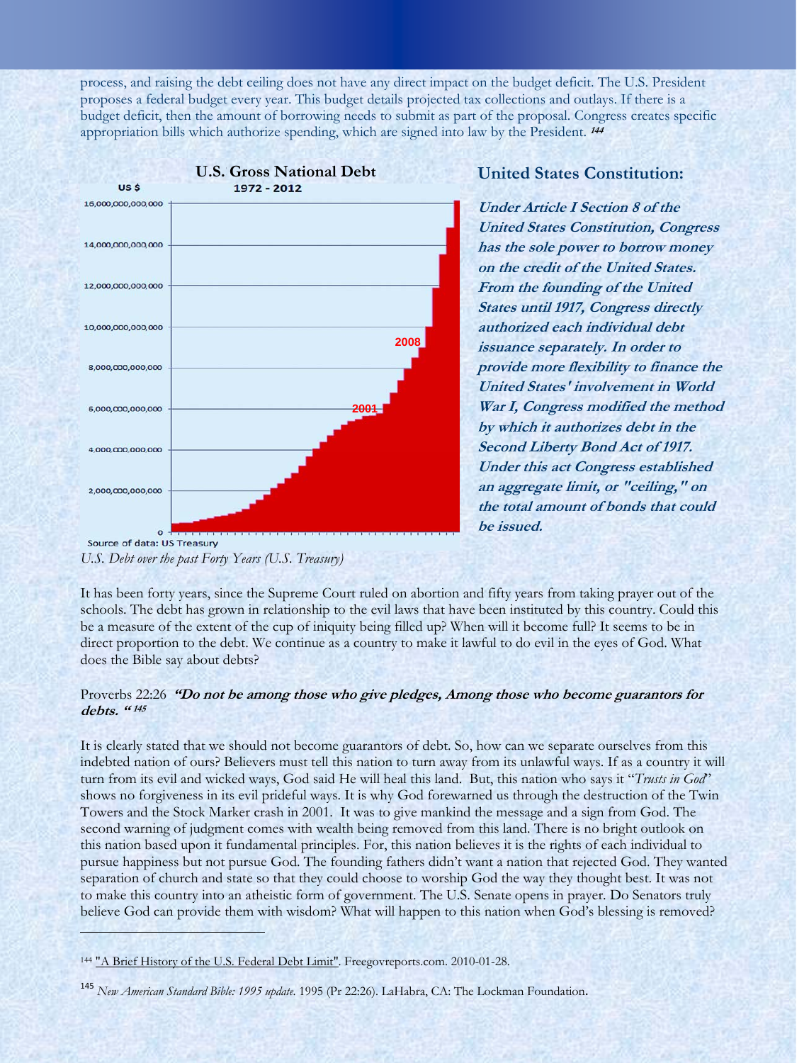process, and raising the debt ceiling does not have any direct impact on the budget deficit. The U.S. President proposes a federal budget every year. This budget details projected tax collections and outlays. If there is a budget deficit, then the amount of borrowing needs to submit as part of the proposal. Congress creates specific appropriation bills which authorize spending, which are signed into law by the President. [144]

U.S. Gross National Debt
1972 - 2012
US $
16,000,000,000,000
14,000,000,000,000
12,000,000,000,000
10,000,000,000,000
8,000,000,000,000
6,000,000,000,000
4,000,000,000,000
2,000,000,000,000
0
2008
2001
Source of data: US Treasury

*U.S. Debt over the past Forty Years (U.S. Treasury)*

## United States Constitution:

***Under Article I Section 8 of the United States Constitution, Congress has the sole power to borrow money on the credit of the United States. From the founding of the United States until 1917, Congress directly authorized each individual debt issuance separately. In order to provide more flexibility to finance the United States' involvement in World War I, Congress modified the method by which it authorizes debt in the Second Liberty Bond Act of 1917. Under this act Congress established an aggregate limit, or "ceiling," on the total amount of bonds that could be issued.***

It has been forty years, since the Supreme Court ruled on abortion and fifty years from taking prayer out of the schools. The debt has grown in relationship to the evil laws that have been instituted by this country. Could this be a measure of the extent of the cup of iniquity being filled up? When will it become full? It seems to be in direct proportion to the debt. We continue as a country to make it lawful to do evil in the eyes of God. What does the Bible say about debts?

Proverbs 22:26 ***"Do not be among those who give pledges, Among those who become guarantors for debts. "*** [145]

It is clearly stated that we should not become guarantors of debt. So, how can we separate ourselves from this indebted nation of ours? Believers must tell this nation to turn away from its unlawful ways. If as a country it will turn from its evil and wicked ways, God said He will heal this land. But, this nation who says it "*Trusts in God*" shows no forgiveness in its evil prideful ways. It is why God forewarned us through the destruction of the Twin Towers and the Stock Marker crash in 2001. It was to give mankind the message and a sign from God. The second warning of judgment comes with wealth being removed from this land. There is no bright outlook on this nation based upon it fundamental principles. For, this nation believes it is the rights of each individual to pursue happiness but not pursue God. The founding fathers didn't want a nation that rejected God. They wanted separation of church and state so that they could choose to worship God the way they thought best. It was not to make this country into an atheistic form of government. The U.S. Senate opens in prayer. Do Senators truly believe God can provide them with wisdom? What will happen to this nation when God's blessing is removed?

---

[144] "A Brief History of the U.S. Federal Debt Limit". Freegovreports.com. 2010-01-28.

[145] *New American Standard Bible: 1995 update*. 1995 (Pr 22:26). LaHabra, CA: The Lockman Foundation.